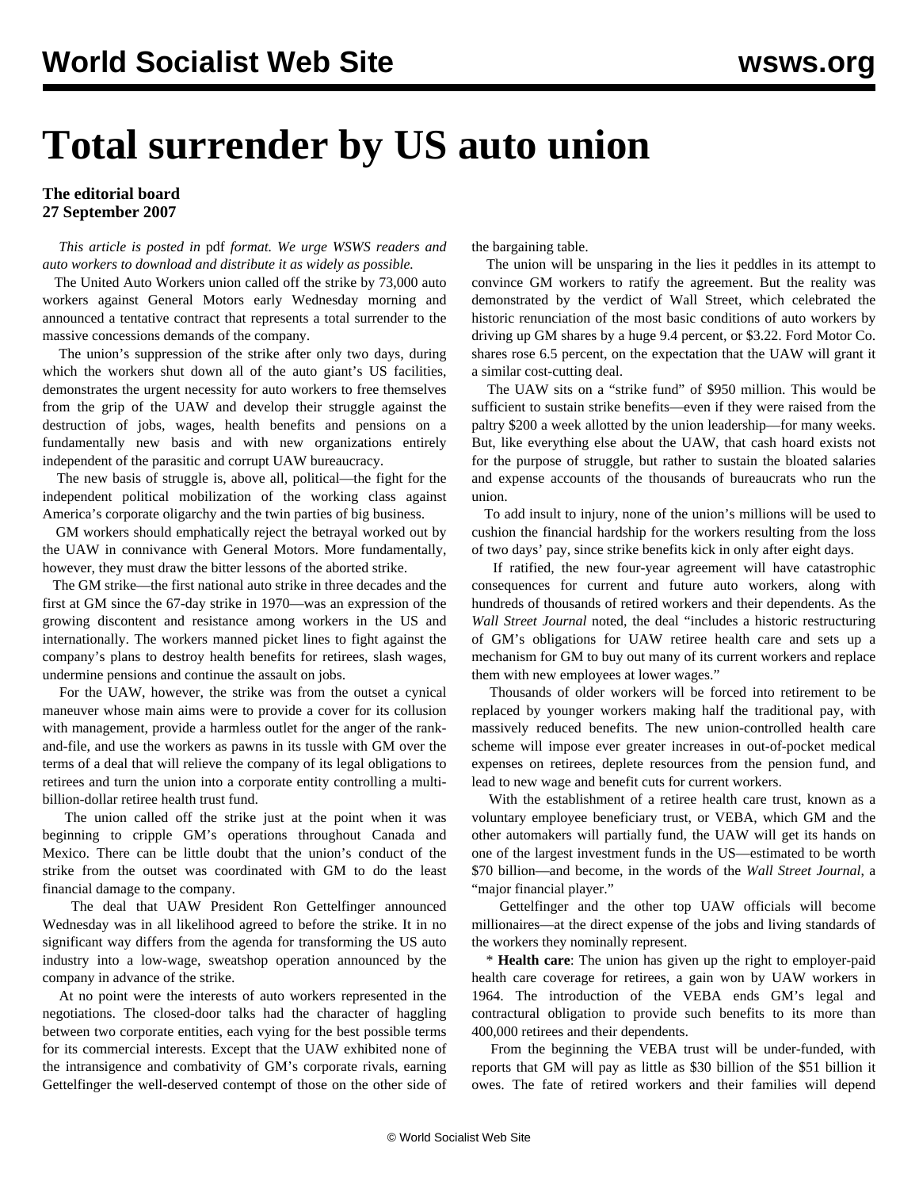# Total surrender by US auto union

**The editorial board**
**27 September 2007**

*This article is posted in* pdf *format. We urge WSWS readers and auto workers to download and distribute it as widely as possible.*

The United Auto Workers union called off the strike by 73,000 auto workers against General Motors early Wednesday morning and announced a tentative contract that represents a total surrender to the massive concessions demands of the company.

The union's suppression of the strike after only two days, during which the workers shut down all of the auto giant's US facilities, demonstrates the urgent necessity for auto workers to free themselves from the grip of the UAW and develop their struggle against the destruction of jobs, wages, health benefits and pensions on a fundamentally new basis and with new organizations entirely independent of the parasitic and corrupt UAW bureaucracy.

The new basis of struggle is, above all, political—the fight for the independent political mobilization of the working class against America's corporate oligarchy and the twin parties of big business.

GM workers should emphatically reject the betrayal worked out by the UAW in connivance with General Motors. More fundamentally, however, they must draw the bitter lessons of the aborted strike.

The GM strike—the first national auto strike in three decades and the first at GM since the 67-day strike in 1970—was an expression of the growing discontent and resistance among workers in the US and internationally. The workers manned picket lines to fight against the company's plans to destroy health benefits for retirees, slash wages, undermine pensions and continue the assault on jobs.

For the UAW, however, the strike was from the outset a cynical maneuver whose main aims were to provide a cover for its collusion with management, provide a harmless outlet for the anger of the rank-and-file, and use the workers as pawns in its tussle with GM over the terms of a deal that will relieve the company of its legal obligations to retirees and turn the union into a corporate entity controlling a multi-billion-dollar retiree health trust fund.

The union called off the strike just at the point when it was beginning to cripple GM's operations throughout Canada and Mexico. There can be little doubt that the union's conduct of the strike from the outset was coordinated with GM to do the least financial damage to the company.

The deal that UAW President Ron Gettelfinger announced Wednesday was in all likelihood agreed to before the strike. It in no significant way differs from the agenda for transforming the US auto industry into a low-wage, sweatshop operation announced by the company in advance of the strike.

At no point were the interests of auto workers represented in the negotiations. The closed-door talks had the character of haggling between two corporate entities, each vying for the best possible terms for its commercial interests. Except that the UAW exhibited none of the intransigence and combativity of GM's corporate rivals, earning Gettelfinger the well-deserved contempt of those on the other side of the bargaining table.

The union will be unsparing in the lies it peddles in its attempt to convince GM workers to ratify the agreement. But the reality was demonstrated by the verdict of Wall Street, which celebrated the historic renunciation of the most basic conditions of auto workers by driving up GM shares by a huge 9.4 percent, or $3.22. Ford Motor Co. shares rose 6.5 percent, on the expectation that the UAW will grant it a similar cost-cutting deal.

The UAW sits on a "strike fund" of $950 million. This would be sufficient to sustain strike benefits—even if they were raised from the paltry $200 a week allotted by the union leadership—for many weeks. But, like everything else about the UAW, that cash hoard exists not for the purpose of struggle, but rather to sustain the bloated salaries and expense accounts of the thousands of bureaucrats who run the union.

To add insult to injury, none of the union's millions will be used to cushion the financial hardship for the workers resulting from the loss of two days' pay, since strike benefits kick in only after eight days.

If ratified, the new four-year agreement will have catastrophic consequences for current and future auto workers, along with hundreds of thousands of retired workers and their dependents. As the *Wall Street Journal* noted, the deal "includes a historic restructuring of GM's obligations for UAW retiree health care and sets up a mechanism for GM to buy out many of its current workers and replace them with new employees at lower wages."

Thousands of older workers will be forced into retirement to be replaced by younger workers making half the traditional pay, with massively reduced benefits. The new union-controlled health care scheme will impose ever greater increases in out-of-pocket medical expenses on retirees, deplete resources from the pension fund, and lead to new wage and benefit cuts for current workers.

With the establishment of a retiree health care trust, known as a voluntary employee beneficiary trust, or VEBA, which GM and the other automakers will partially fund, the UAW will get its hands on one of the largest investment funds in the US—estimated to be worth $70 billion—and become, in the words of the *Wall Street Journal*, a "major financial player."

Gettelfinger and the other top UAW officials will become millionaires—at the direct expense of the jobs and living standards of the workers they nominally represent.

* **Health care**: The union has given up the right to employer-paid health care coverage for retirees, a gain won by UAW workers in 1964. The introduction of the VEBA ends GM's legal and contractural obligation to provide such benefits to its more than 400,000 retirees and their dependents.

From the beginning the VEBA trust will be under-funded, with reports that GM will pay as little as $30 billion of the $51 billion it owes. The fate of retired workers and their families will depend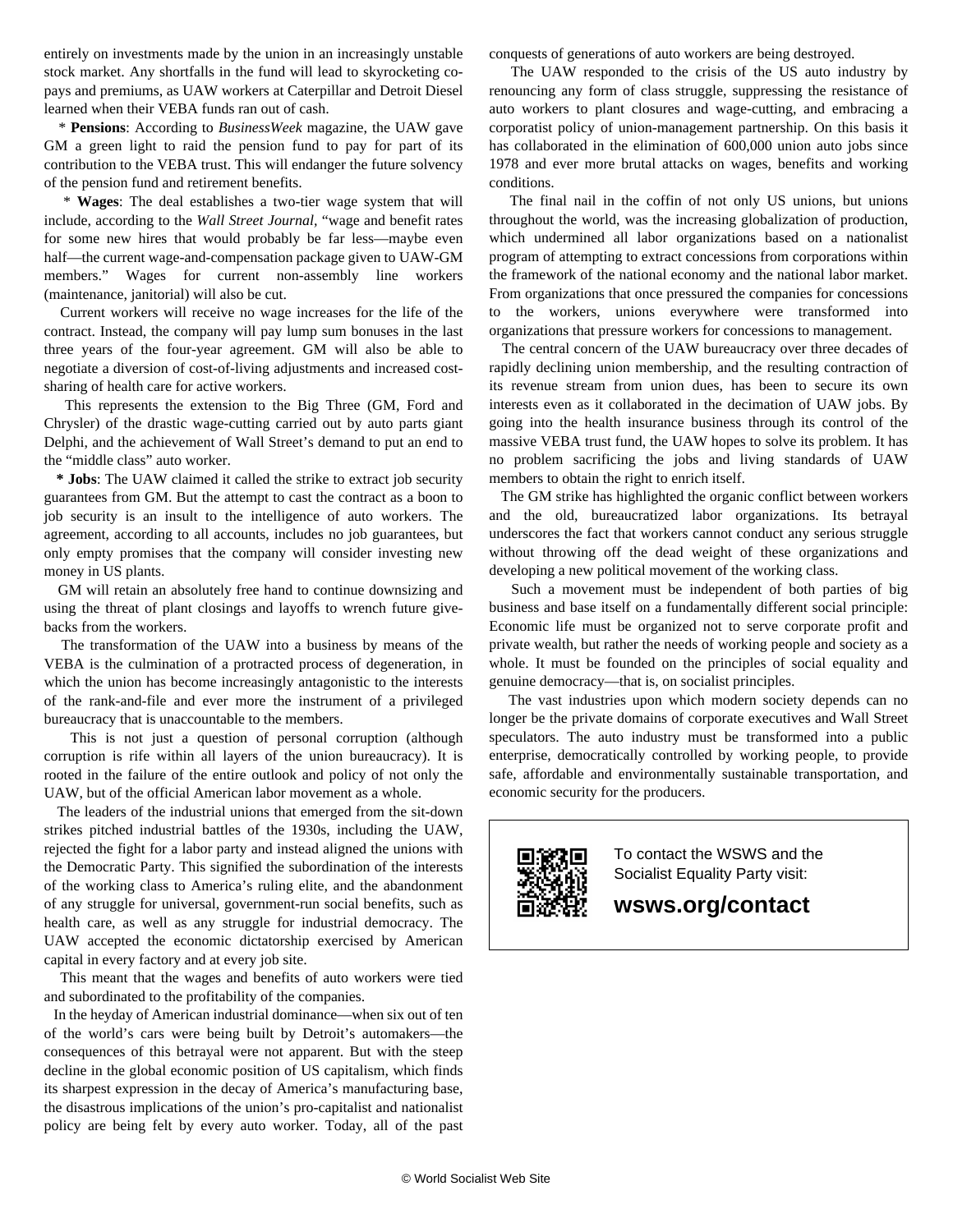entirely on investments made by the union in an increasingly unstable stock market. Any shortfalls in the fund will lead to skyrocketing co-pays and premiums, as UAW workers at Caterpillar and Detroit Diesel learned when their VEBA funds ran out of cash.

* **Pensions**: According to *BusinessWeek* magazine, the UAW gave GM a green light to raid the pension fund to pay for part of its contribution to the VEBA trust. This will endanger the future solvency of the pension fund and retirement benefits.

* **Wages**: The deal establishes a two-tier wage system that will include, according to the *Wall Street Journal*, "wage and benefit rates for some new hires that would probably be far less—maybe even half—the current wage-and-compensation package given to UAW-GM members." Wages for current non-assembly line workers (maintenance, janitorial) will also be cut.

Current workers will receive no wage increases for the life of the contract. Instead, the company will pay lump sum bonuses in the last three years of the four-year agreement. GM will also be able to negotiate a diversion of cost-of-living adjustments and increased cost-sharing of health care for active workers.

This represents the extension to the Big Three (GM, Ford and Chrysler) of the drastic wage-cutting carried out by auto parts giant Delphi, and the achievement of Wall Street's demand to put an end to the "middle class" auto worker.

**\* Jobs**: The UAW claimed it called the strike to extract job security guarantees from GM. But the attempt to cast the contract as a boon to job security is an insult to the intelligence of auto workers. The agreement, according to all accounts, includes no job guarantees, but only empty promises that the company will consider investing new money in US plants.

GM will retain an absolutely free hand to continue downsizing and using the threat of plant closings and layoffs to wrench future give-backs from the workers.

The transformation of the UAW into a business by means of the VEBA is the culmination of a protracted process of degeneration, in which the union has become increasingly antagonistic to the interests of the rank-and-file and ever more the instrument of a privileged bureaucracy that is unaccountable to the members.

This is not just a question of personal corruption (although corruption is rife within all layers of the union bureaucracy). It is rooted in the failure of the entire outlook and policy of not only the UAW, but of the official American labor movement as a whole.

The leaders of the industrial unions that emerged from the sit-down strikes pitched industrial battles of the 1930s, including the UAW, rejected the fight for a labor party and instead aligned the unions with the Democratic Party. This signified the subordination of the interests of the working class to America's ruling elite, and the abandonment of any struggle for universal, government-run social benefits, such as health care, as well as any struggle for industrial democracy. The UAW accepted the economic dictatorship exercised by American capital in every factory and at every job site.

This meant that the wages and benefits of auto workers were tied and subordinated to the profitability of the companies.

In the heyday of American industrial dominance—when six out of ten of the world's cars were being built by Detroit's automakers—the consequences of this betrayal were not apparent. But with the steep decline in the global economic position of US capitalism, which finds its sharpest expression in the decay of America's manufacturing base, the disastrous implications of the union's pro-capitalist and nationalist policy are being felt by every auto worker. Today, all of the past conquests of generations of auto workers are being destroyed.

The UAW responded to the crisis of the US auto industry by renouncing any form of class struggle, suppressing the resistance of auto workers to plant closures and wage-cutting, and embracing a corporatist policy of union-management partnership. On this basis it has collaborated in the elimination of 600,000 union auto jobs since 1978 and ever more brutal attacks on wages, benefits and working conditions.

The final nail in the coffin of not only US unions, but unions throughout the world, was the increasing globalization of production, which undermined all labor organizations based on a nationalist program of attempting to extract concessions from corporations within the framework of the national economy and the national labor market. From organizations that once pressured the companies for concessions to the workers, unions everywhere were transformed into organizations that pressure workers for concessions to management.

The central concern of the UAW bureaucracy over three decades of rapidly declining union membership, and the resulting contraction of its revenue stream from union dues, has been to secure its own interests even as it collaborated in the decimation of UAW jobs. By going into the health insurance business through its control of the massive VEBA trust fund, the UAW hopes to solve its problem. It has no problem sacrificing the jobs and living standards of UAW members to obtain the right to enrich itself.

The GM strike has highlighted the organic conflict between workers and the old, bureaucratized labor organizations. Its betrayal underscores the fact that workers cannot conduct any serious struggle without throwing off the dead weight of these organizations and developing a new political movement of the working class.

Such a movement must be independent of both parties of big business and base itself on a fundamentally different social principle: Economic life must be organized not to serve corporate profit and private wealth, but rather the needs of working people and society as a whole. It must be founded on the principles of social equality and genuine democracy—that is, on socialist principles.

The vast industries upon which modern society depends can no longer be the private domains of corporate executives and Wall Street speculators. The auto industry must be transformed into a public enterprise, democratically controlled by working people, to provide safe, affordable and environmentally sustainable transportation, and economic security for the producers.

To contact the WSWS and the Socialist Equality Party visit:

**wsws.org/contact**